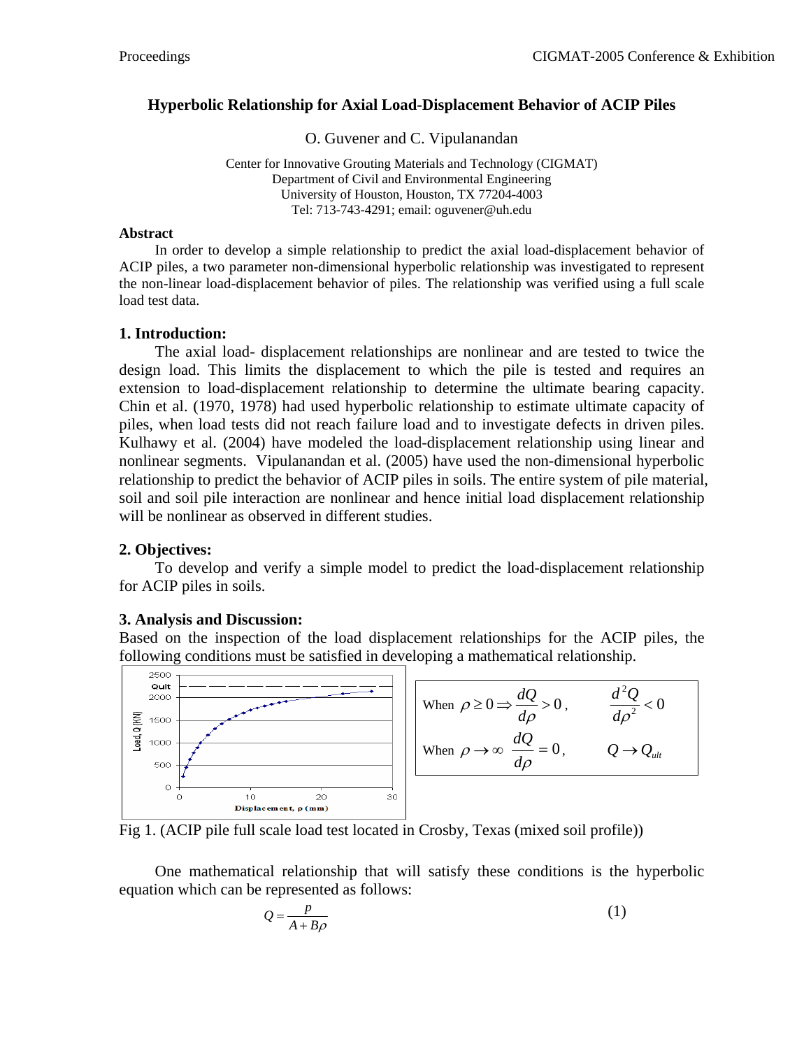# Hyperbolic Relationship for Axial Load-Displacement Behavior of ACIP Piles

O. Guvener and C. Vipulanandan

Center for Innovative Grouting Materials and Technology (CIGMAT)
Department of Civil and Environmental Engineering
University of Houston, Houston, TX 77204-4003
Tel: 713-743-4291; email: oguvener@uh.edu

## Abstract

In order to develop a simple relationship to predict the axial load-displacement behavior of ACIP piles, a two parameter non-dimensional hyperbolic relationship was investigated to represent the non-linear load-displacement behavior of piles. The relationship was verified using a full scale load test data.

## 1. Introduction:

The axial load- displacement relationships are nonlinear and are tested to twice the design load. This limits the displacement to which the pile is tested and requires an extension to load-displacement relationship to determine the ultimate bearing capacity. Chin et al. (1970, 1978) had used hyperbolic relationship to estimate ultimate capacity of piles, when load tests did not reach failure load and to investigate defects in driven piles. Kulhawy et al. (2004) have modeled the load-displacement relationship using linear and nonlinear segments. Vipulanandan et al. (2005) have used the non-dimensional hyperbolic relationship to predict the behavior of ACIP piles in soils. The entire system of pile material, soil and soil pile interaction are nonlinear and hence initial load displacement relationship will be nonlinear as observed in different studies.

## 2. Objectives:

To develop and verify a simple model to predict the load-displacement relationship for ACIP piles in soils.

## 3. Analysis and Discussion:

Based on the inspection of the load displacement relationships for the ACIP piles, the following conditions must be satisfied in developing a mathematical relationship.

When $\rho \geq 0 \Rightarrow \frac{dQ}{d\rho} > 0$, $\quad \frac{d^2Q}{d\rho^2} < 0$

When $\rho \to \infty$ $\frac{dQ}{d\rho} = 0$, $\quad Q \to Q_{ult}$

Fig 1. (ACIP pile full scale load test located in Crosby, Texas (mixed soil profile))

One mathematical relationship that will satisfy these conditions is the hyperbolic equation which can be represented as follows:

$$Q = \frac{p}{A + B\rho} \tag{1}$$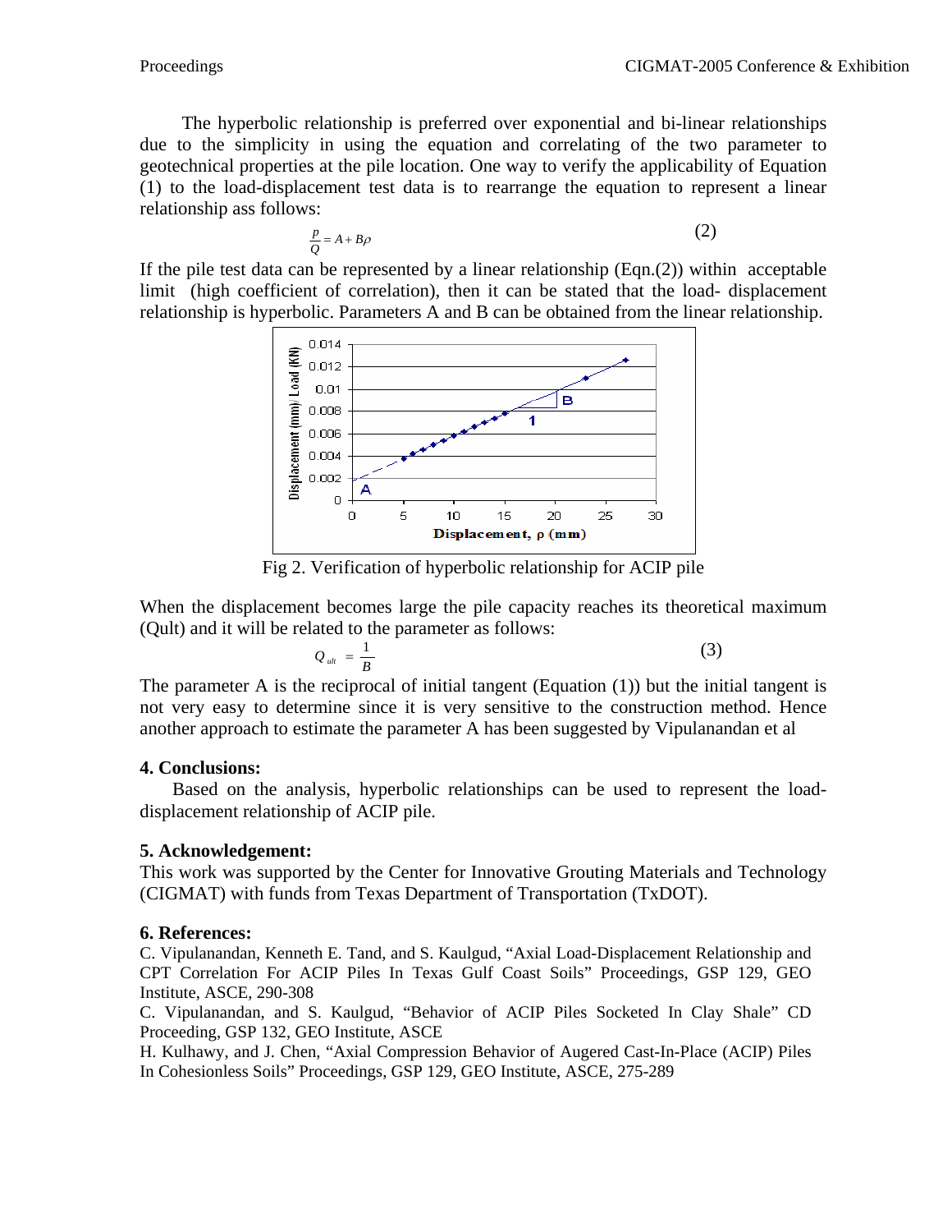The hyperbolic relationship is preferred over exponential and bi-linear relationships due to the simplicity in using the equation and correlating of the two parameter to geotechnical properties at the pile location. One way to verify the applicability of Equation (1) to the load-displacement test data is to rearrange the equation to represent a linear relationship ass follows:

$$\frac{p}{Q} = A + B\rho \tag{2}$$

If the pile test data can be represented by a linear relationship (Eqn.(2)) within acceptable limit (high coefficient of correlation), then it can be stated that the load- displacement relationship is hyperbolic. Parameters A and B can be obtained from the linear relationship.

Displacement (mm)/ Load (KN)

0.014
0.012
0.01
0.008
0.006
0.004
0.002
0

0
5
10
15
20
25
30

Displacement, ρ (mm)

A
B
1

Fig 2. Verification of hyperbolic relationship for ACIP pile

When the displacement becomes large the pile capacity reaches its theoretical maximum (Qult) and it will be related to the parameter as follows:

$$Q_{ult} = \frac{1}{B} \tag{3}$$

The parameter A is the reciprocal of initial tangent (Equation (1)) but the initial tangent is not very easy to determine since it is very sensitive to the construction method. Hence another approach to estimate the parameter A has been suggested by Vipulanandan et al

## 4. Conclusions:

Based on the analysis, hyperbolic relationships can be used to represent the load-displacement relationship of ACIP pile.

## 5. Acknowledgement:

This work was supported by the Center for Innovative Grouting Materials and Technology (CIGMAT) with funds from Texas Department of Transportation (TxDOT).

## 6. References:

C. Vipulanandan, Kenneth E. Tand, and S. Kaulgud, "Axial Load-Displacement Relationship and CPT Correlation For ACIP Piles In Texas Gulf Coast Soils" Proceedings, GSP 129, GEO Institute, ASCE, 290-308

C. Vipulanandan, and S. Kaulgud, "Behavior of ACIP Piles Socketed In Clay Shale" CD Proceeding, GSP 132, GEO Institute, ASCE

H. Kulhawy, and J. Chen, "Axial Compression Behavior of Augered Cast-In-Place (ACIP) Piles In Cohesionless Soils" Proceedings, GSP 129, GEO Institute, ASCE, 275-289